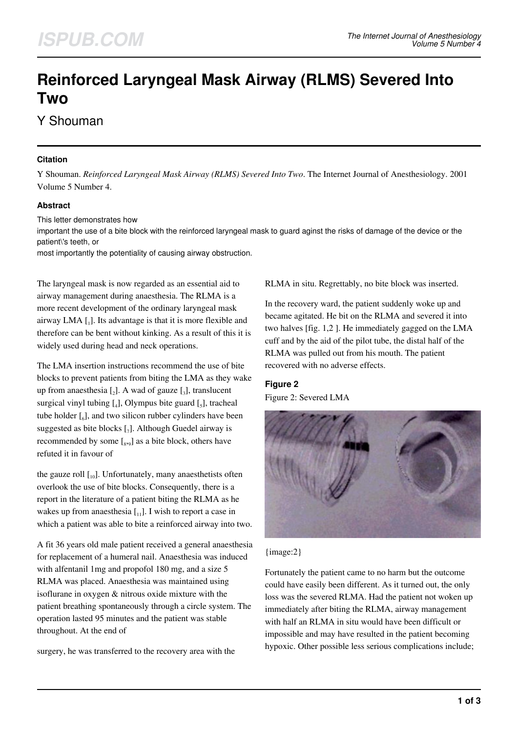# Reinforced Laryngeal Mask Airway (RLMS) Severed Into Two

Y Shouman

### Citation

Y Shouman. *Reinforced Laryngeal Mask Airway (RLMS) Severed Into Two*. The Internet Journal of Anesthesiology. 2001 Volume 5 Number 4.

### Abstract

This letter demonstrates how important the use of a bite block with the reinforced laryngeal mask to guard aginst the risks of damage of the device or the patient\'s teeth, or most importantly the potentiality of causing airway obstruction.

The laryngeal mask is now regarded as an essential aid to airway management during anaesthesia. The RLMA is a more recent development of the ordinary laryngeal mask airway LMA [1]. Its advantage is that it is more flexible and therefore can be bent without kinking. As a result of this it is widely used during head and neck operations.

The LMA insertion instructions recommend the use of bite blocks to prevent patients from biting the LMA as they wake up from anaesthesia [2]. A wad of gauze [3], translucent surgical vinyl tubing [4], Olympus bite guard [5], tracheal tube holder [6], and two silicon rubber cylinders have been suggested as bite blocks [7]. Although Guedel airway is recommended by some [8,9] as a bite block, others have refuted it in favour of the gauze roll [10]. Unfortunately, many anaesthetists often overlook the use of bite blocks. Consequently, there is a report in the literature of a patient biting the RLMA as he wakes up from anaesthesia [11]. I wish to report a case in which a patient was able to bite a reinforced airway into two.

A fit 36 years old male patient received a general anaesthesia for replacement of a humeral nail. Anaesthesia was induced with alfentanil 1mg and propofol 180 mg, and a size 5 RLMA was placed. Anaesthesia was maintained using isoflurane in oxygen & nitrous oxide mixture with the patient breathing spontaneously through a circle system. The operation lasted 95 minutes and the patient was stable throughout. At the end of surgery, he was transferred to the recovery area with the RLMA in situ. Regrettably, no bite block was inserted.

In the recovery ward, the patient suddenly woke up and became agitated. He bit on the RLMA and severed it into two halves [fig. 1,2 ]. He immediately gagged on the LMA cuff and by the aid of the pilot tube, the distal half of the RLMA was pulled out from his mouth. The patient recovered with no adverse effects.

### Figure 2

Figure 2: Severed LMA

{image:2}

Fortunately the patient came to no harm but the outcome could have easily been different. As it turned out, the only loss was the severed RLMA. Had the patient not woken up immediately after biting the RLMA, airway management with half an RLMA in situ would have been difficult or impossible and may have resulted in the patient becoming hypoxic. Other possible less serious complications include;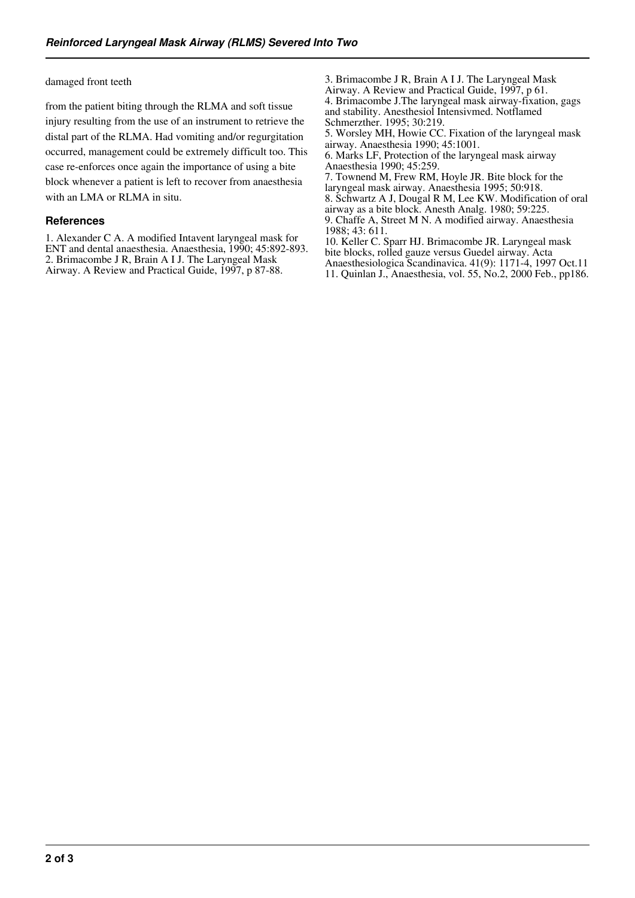damaged front teeth

from the patient biting through the RLMA and soft tissue injury resulting from the use of an instrument to retrieve the distal part of the RLMA. Had vomiting and/or regurgitation occurred, management could be extremely difficult too. This case re-enforces once again the importance of using a bite block whenever a patient is left to recover from anaesthesia with an LMA or RLMA in situ.

## References

1. Alexander C A. A modified Intavent laryngeal mask for ENT and dental anaesthesia. Anaesthesia, 1990; 45:892-893.
2. Brimacombe J R, Brain A I J. The Laryngeal Mask Airway. A Review and Practical Guide, 1997, p 87-88.
3. Brimacombe J R, Brain A I J. The Laryngeal Mask Airway. A Review and Practical Guide, 1997, p 61.
4. Brimacombe J.The laryngeal mask airway-fixation, gags and stability. Anesthesiol Intensivmed. Notflamed Schmerzther. 1995; 30:219.
5. Worsley MH, Howie CC. Fixation of the laryngeal mask airway. Anaesthesia 1990; 45:1001.
6. Marks LF, Protection of the laryngeal mask airway Anaesthesia 1990; 45:259.
7. Townend M, Frew RM, Hoyle JR. Bite block for the laryngeal mask airway. Anaesthesia 1995; 50:918.
8. Schwartz A J, Dougal R M, Lee KW. Modification of oral airway as a bite block. Anesth Analg. 1980; 59:225.
9. Chaffe A, Street M N. A modified airway. Anaesthesia 1988; 43: 611.
10. Keller C. Sparr HJ. Brimacombe JR. Laryngeal mask bite blocks, rolled gauze versus Guedel airway. Acta Anaesthesiologica Scandinavica. 41(9): 1171-4, 1997 Oct.11
11. Quinlan J., Anaesthesia, vol. 55, No.2, 2000 Feb., pp186.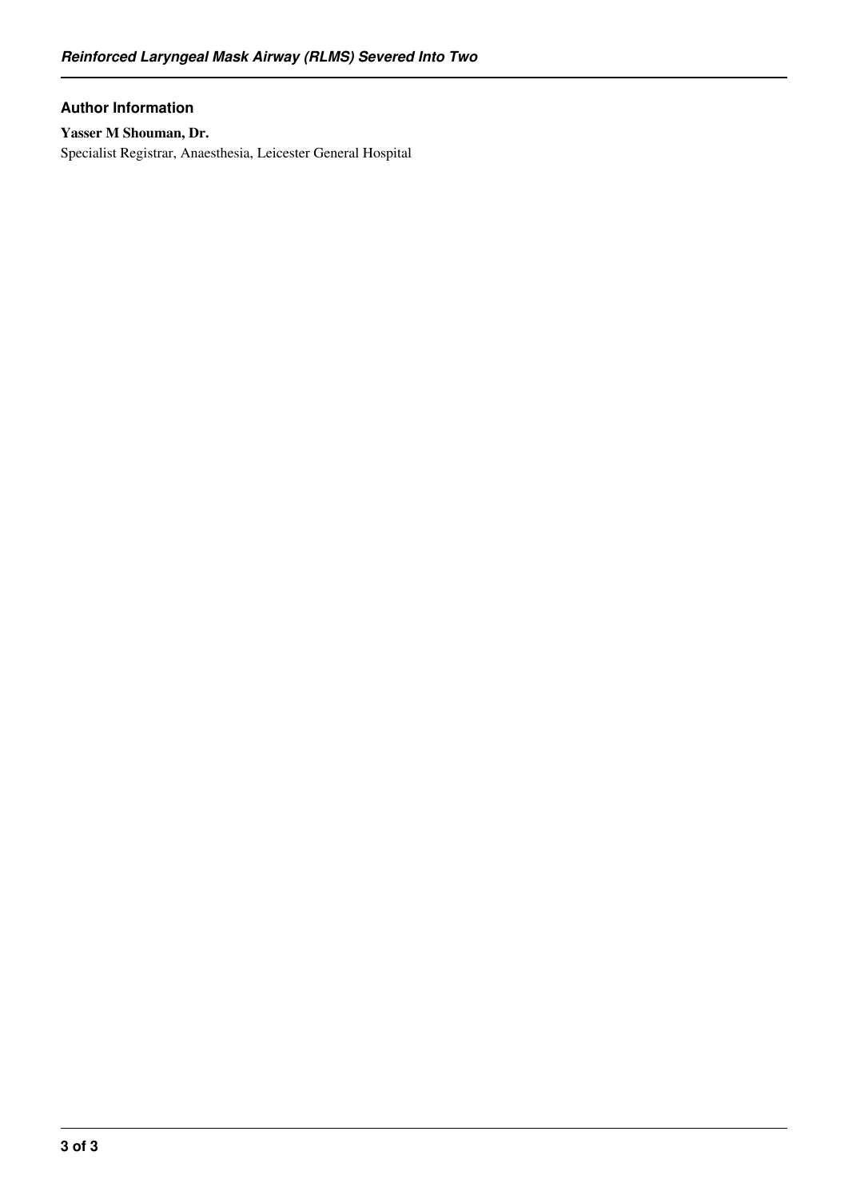## Author Information

**Yasser M Shouman, Dr.**
Specialist Registrar, Anaesthesia, Leicester General Hospital